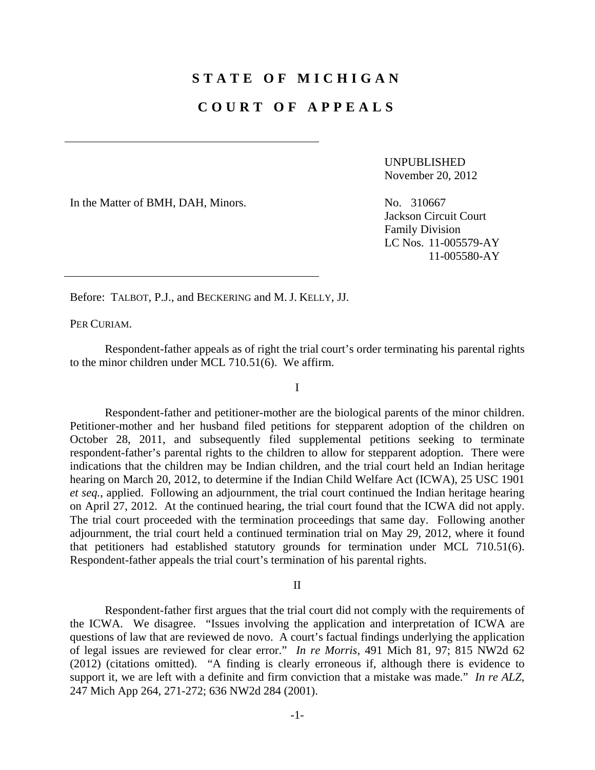# STATE OF MICHIGAN

# COURT OF APPEALS

---

In the Matter of BMH, DAH, Minors.

UNPUBLISHED
November 20, 2012

No. 310667
Jackson Circuit Court
Family Division
LC Nos. 11-005579-AY
11-005580-AY

---

Before: TALBOT, P.J., and BECKERING and M. J. KELLY, JJ.

PER CURIAM.

Respondent-father appeals as of right the trial court's order terminating his parental rights to the minor children under MCL 710.51(6). We affirm.

I

Respondent-father and petitioner-mother are the biological parents of the minor children. Petitioner-mother and her husband filed petitions for stepparent adoption of the children on October 28, 2011, and subsequently filed supplemental petitions seeking to terminate respondent-father's parental rights to the children to allow for stepparent adoption. There were indications that the children may be Indian children, and the trial court held an Indian heritage hearing on March 20, 2012, to determine if the Indian Child Welfare Act (ICWA), 25 USC 1901 *et seq.*, applied. Following an adjournment, the trial court continued the Indian heritage hearing on April 27, 2012. At the continued hearing, the trial court found that the ICWA did not apply. The trial court proceeded with the termination proceedings that same day. Following another adjournment, the trial court held a continued termination trial on May 29, 2012, where it found that petitioners had established statutory grounds for termination under MCL 710.51(6). Respondent-father appeals the trial court's termination of his parental rights.

II

Respondent-father first argues that the trial court did not comply with the requirements of the ICWA. We disagree. "Issues involving the application and interpretation of ICWA are questions of law that are reviewed de novo. A court's factual findings underlying the application of legal issues are reviewed for clear error." *In re Morris*, 491 Mich 81, 97; 815 NW2d 62 (2012) (citations omitted). "A finding is clearly erroneous if, although there is evidence to support it, we are left with a definite and firm conviction that a mistake was made." *In re ALZ*, 247 Mich App 264, 271-272; 636 NW2d 284 (2001).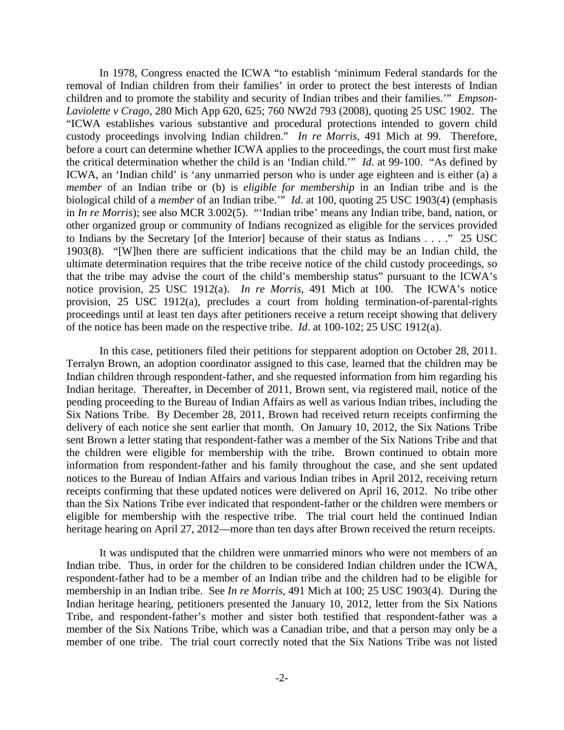In 1978, Congress enacted the ICWA "to establish 'minimum Federal standards for the removal of Indian children from their families' in order to protect the best interests of Indian children and to promote the stability and security of Indian tribes and their families.'" *Empson-Laviolette v Crago*, 280 Mich App 620, 625; 760 NW2d 793 (2008), quoting 25 USC 1902. The "ICWA establishes various substantive and procedural protections intended to govern child custody proceedings involving Indian children." *In re Morris*, 491 Mich at 99. Therefore, before a court can determine whether ICWA applies to the proceedings, the court must first make the critical determination whether the child is an 'Indian child.'" *Id*. at 99-100. "As defined by ICWA, an 'Indian child' is 'any unmarried person who is under age eighteen and is either (a) a *member* of an Indian tribe or (b) is *eligible for membership* in an Indian tribe and is the biological child of a *member* of an Indian tribe.'" *Id*. at 100, quoting 25 USC 1903(4) (emphasis in *In re Morris*); see also MCR 3.002(5). "'Indian tribe' means any Indian tribe, band, nation, or other organized group or community of Indians recognized as eligible for the services provided to Indians by the Secretary [of the Interior] because of their status as Indians . . . ." 25 USC 1903(8). "[W]hen there are sufficient indications that the child may be an Indian child, the ultimate determination requires that the tribe receive notice of the child custody proceedings, so that the tribe may advise the court of the child's membership status" pursuant to the ICWA's notice provision, 25 USC 1912(a). *In re Morris*, 491 Mich at 100. The ICWA's notice provision, 25 USC 1912(a), precludes a court from holding termination-of-parental-rights proceedings until at least ten days after petitioners receive a return receipt showing that delivery of the notice has been made on the respective tribe. *Id*. at 100-102; 25 USC 1912(a).

In this case, petitioners filed their petitions for stepparent adoption on October 28, 2011. Terralyn Brown, an adoption coordinator assigned to this case, learned that the children may be Indian children through respondent-father, and she requested information from him regarding his Indian heritage. Thereafter, in December of 2011, Brown sent, via registered mail, notice of the pending proceeding to the Bureau of Indian Affairs as well as various Indian tribes, including the Six Nations Tribe. By December 28, 2011, Brown had received return receipts confirming the delivery of each notice she sent earlier that month. On January 10, 2012, the Six Nations Tribe sent Brown a letter stating that respondent-father was a member of the Six Nations Tribe and that the children were eligible for membership with the tribe. Brown continued to obtain more information from respondent-father and his family throughout the case, and she sent updated notices to the Bureau of Indian Affairs and various Indian tribes in April 2012, receiving return receipts confirming that these updated notices were delivered on April 16, 2012. No tribe other than the Six Nations Tribe ever indicated that respondent-father or the children were members or eligible for membership with the respective tribe. The trial court held the continued Indian heritage hearing on April 27, 2012—more than ten days after Brown received the return receipts.

It was undisputed that the children were unmarried minors who were not members of an Indian tribe. Thus, in order for the children to be considered Indian children under the ICWA, respondent-father had to be a member of an Indian tribe and the children had to be eligible for membership in an Indian tribe. See *In re Morris*, 491 Mich at 100; 25 USC 1903(4). During the Indian heritage hearing, petitioners presented the January 10, 2012, letter from the Six Nations Tribe, and respondent-father's mother and sister both testified that respondent-father was a member of the Six Nations Tribe, which was a Canadian tribe, and that a person may only be a member of one tribe. The trial court correctly noted that the Six Nations Tribe was not listed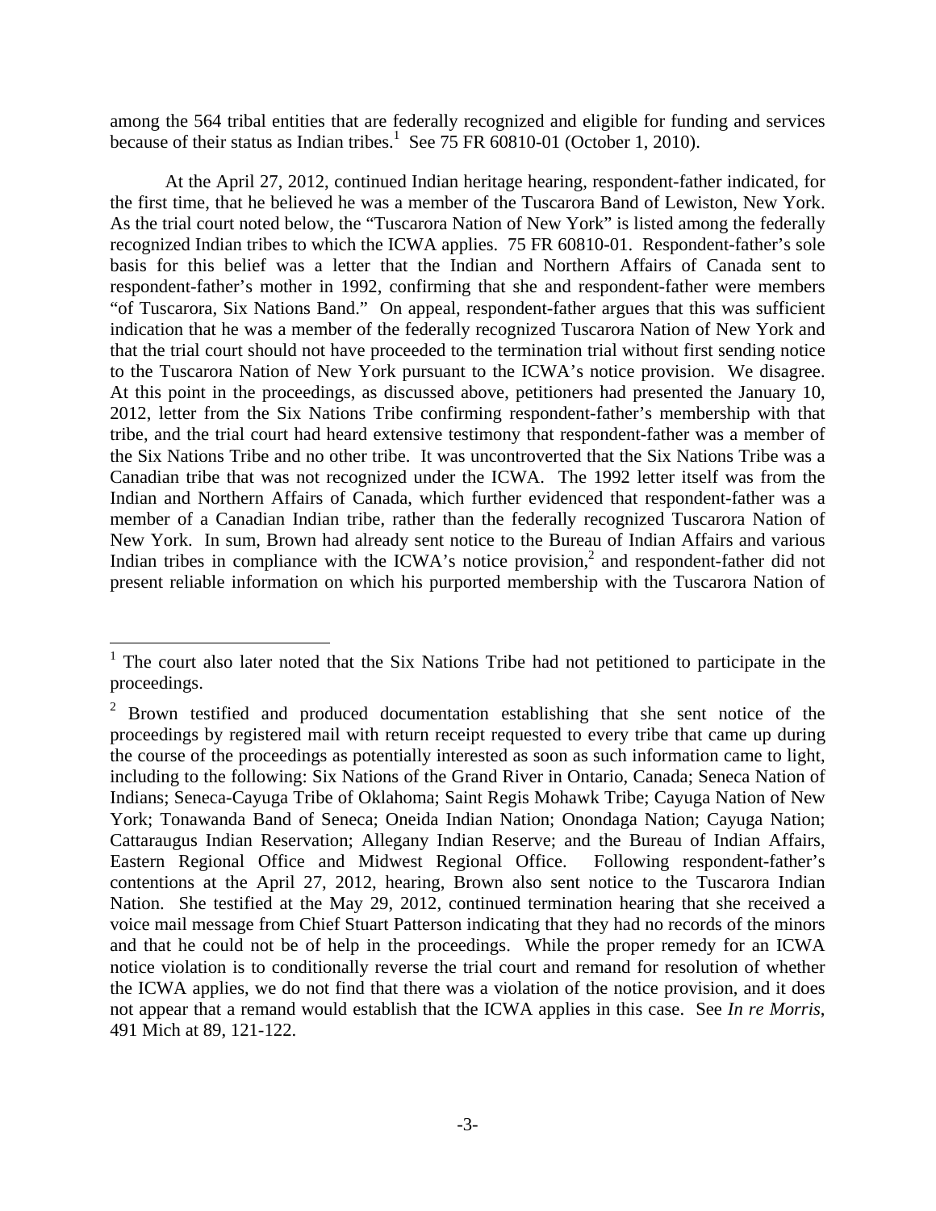among the 564 tribal entities that are federally recognized and eligible for funding and services because of their status as Indian tribes.[1] See 75 FR 60810-01 (October 1, 2010).

At the April 27, 2012, continued Indian heritage hearing, respondent-father indicated, for the first time, that he believed he was a member of the Tuscarora Band of Lewiston, New York. As the trial court noted below, the "Tuscarora Nation of New York" is listed among the federally recognized Indian tribes to which the ICWA applies. 75 FR 60810-01. Respondent-father's sole basis for this belief was a letter that the Indian and Northern Affairs of Canada sent to respondent-father's mother in 1992, confirming that she and respondent-father were members "of Tuscarora, Six Nations Band." On appeal, respondent-father argues that this was sufficient indication that he was a member of the federally recognized Tuscarora Nation of New York and that the trial court should not have proceeded to the termination trial without first sending notice to the Tuscarora Nation of New York pursuant to the ICWA's notice provision. We disagree. At this point in the proceedings, as discussed above, petitioners had presented the January 10, 2012, letter from the Six Nations Tribe confirming respondent-father's membership with that tribe, and the trial court had heard extensive testimony that respondent-father was a member of the Six Nations Tribe and no other tribe. It was uncontroverted that the Six Nations Tribe was a Canadian tribe that was not recognized under the ICWA. The 1992 letter itself was from the Indian and Northern Affairs of Canada, which further evidenced that respondent-father was a member of a Canadian Indian tribe, rather than the federally recognized Tuscarora Nation of New York. In sum, Brown had already sent notice to the Bureau of Indian Affairs and various Indian tribes in compliance with the ICWA's notice provision,[2] and respondent-father did not present reliable information on which his purported membership with the Tuscarora Nation of

---

[1] The court also later noted that the Six Nations Tribe had not petitioned to participate in the proceedings.

[2] Brown testified and produced documentation establishing that she sent notice of the proceedings by registered mail with return receipt requested to every tribe that came up during the course of the proceedings as potentially interested as soon as such information came to light, including to the following: Six Nations of the Grand River in Ontario, Canada; Seneca Nation of Indians; Seneca-Cayuga Tribe of Oklahoma; Saint Regis Mohawk Tribe; Cayuga Nation of New York; Tonawanda Band of Seneca; Oneida Indian Nation; Onondaga Nation; Cayuga Nation; Cattaraugus Indian Reservation; Allegany Indian Reserve; and the Bureau of Indian Affairs, Eastern Regional Office and Midwest Regional Office. Following respondent-father's contentions at the April 27, 2012, hearing, Brown also sent notice to the Tuscarora Indian Nation. She testified at the May 29, 2012, continued termination hearing that she received a voice mail message from Chief Stuart Patterson indicating that they had no records of the minors and that he could not be of help in the proceedings. While the proper remedy for an ICWA notice violation is to conditionally reverse the trial court and remand for resolution of whether the ICWA applies, we do not find that there was a violation of the notice provision, and it does not appear that a remand would establish that the ICWA applies in this case. See *In re Morris*, 491 Mich at 89, 121-122.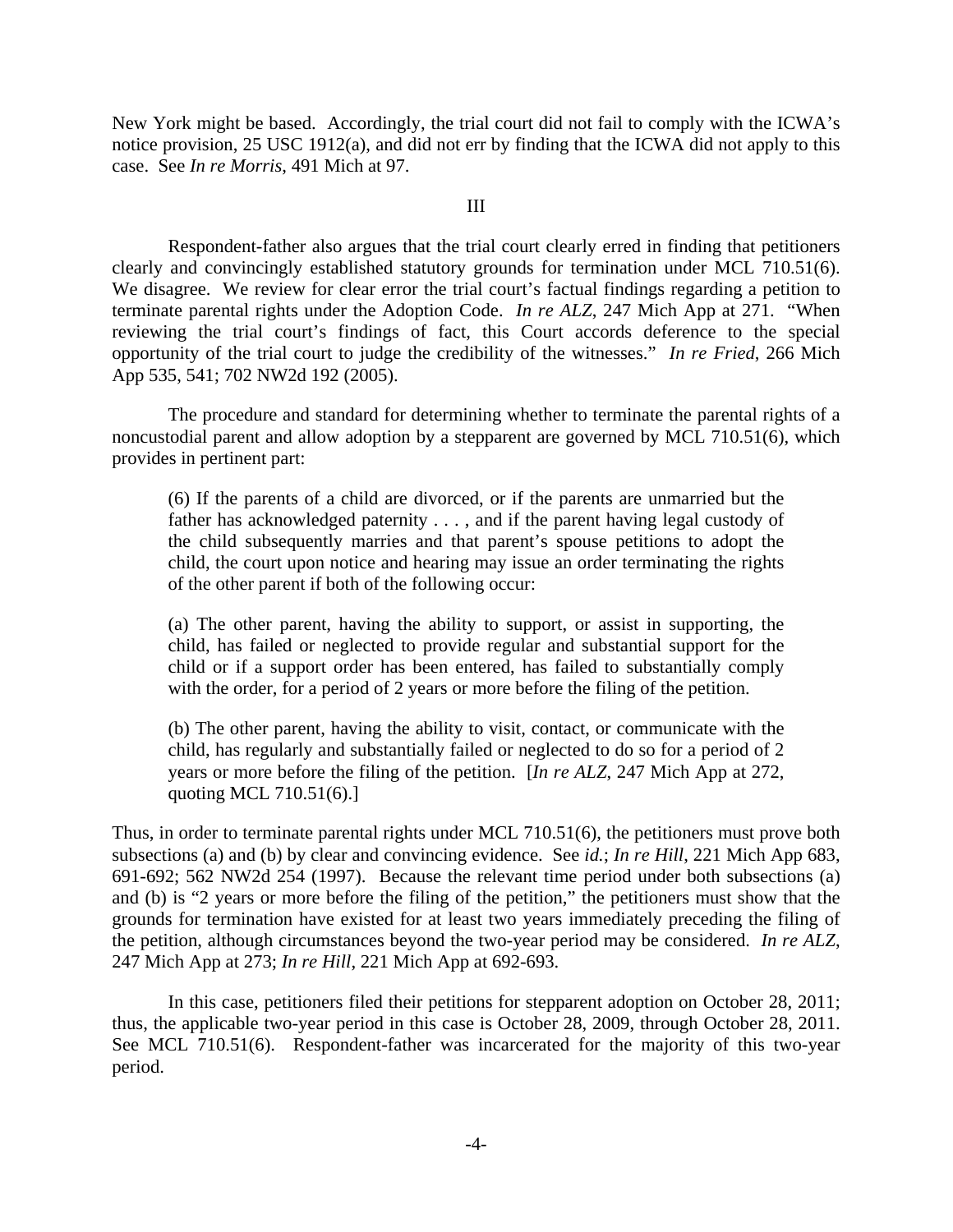New York might be based. Accordingly, the trial court did not fail to comply with the ICWA's notice provision, 25 USC 1912(a), and did not err by finding that the ICWA did not apply to this case. See *In re Morris*, 491 Mich at 97.

III

Respondent-father also argues that the trial court clearly erred in finding that petitioners clearly and convincingly established statutory grounds for termination under MCL 710.51(6). We disagree. We review for clear error the trial court's factual findings regarding a petition to terminate parental rights under the Adoption Code. *In re ALZ*, 247 Mich App at 271. "When reviewing the trial court's findings of fact, this Court accords deference to the special opportunity of the trial court to judge the credibility of the witnesses." *In re Fried*, 266 Mich App 535, 541; 702 NW2d 192 (2005).

The procedure and standard for determining whether to terminate the parental rights of a noncustodial parent and allow adoption by a stepparent are governed by MCL 710.51(6), which provides in pertinent part:

> (6) If the parents of a child are divorced, or if the parents are unmarried but the father has acknowledged paternity . . . , and if the parent having legal custody of the child subsequently marries and that parent's spouse petitions to adopt the child, the court upon notice and hearing may issue an order terminating the rights of the other parent if both of the following occur:
>
> (a) The other parent, having the ability to support, or assist in supporting, the child, has failed or neglected to provide regular and substantial support for the child or if a support order has been entered, has failed to substantially comply with the order, for a period of 2 years or more before the filing of the petition.
>
> (b) The other parent, having the ability to visit, contact, or communicate with the child, has regularly and substantially failed or neglected to do so for a period of 2 years or more before the filing of the petition. [*In re ALZ*, 247 Mich App at 272, quoting MCL 710.51(6).]

Thus, in order to terminate parental rights under MCL 710.51(6), the petitioners must prove both subsections (a) and (b) by clear and convincing evidence. See *id.*; *In re Hill*, 221 Mich App 683, 691-692; 562 NW2d 254 (1997). Because the relevant time period under both subsections (a) and (b) is "2 years or more before the filing of the petition," the petitioners must show that the grounds for termination have existed for at least two years immediately preceding the filing of the petition, although circumstances beyond the two-year period may be considered. *In re ALZ*, 247 Mich App at 273; *In re Hill*, 221 Mich App at 692-693.

In this case, petitioners filed their petitions for stepparent adoption on October 28, 2011; thus, the applicable two-year period in this case is October 28, 2009, through October 28, 2011. See MCL 710.51(6). Respondent-father was incarcerated for the majority of this two-year period.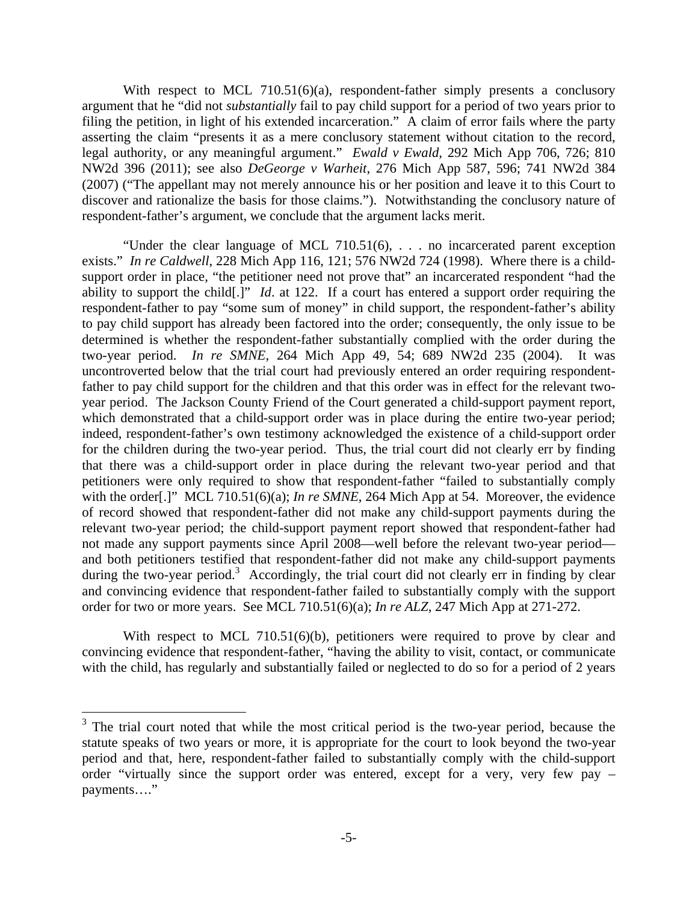With respect to MCL 710.51(6)(a), respondent-father simply presents a conclusory argument that he "did not *substantially* fail to pay child support for a period of two years prior to filing the petition, in light of his extended incarceration." A claim of error fails where the party asserting the claim "presents it as a mere conclusory statement without citation to the record, legal authority, or any meaningful argument." *Ewald v Ewald*, 292 Mich App 706, 726; 810 NW2d 396 (2011); see also *DeGeorge v Warheit*, 276 Mich App 587, 596; 741 NW2d 384 (2007) ("The appellant may not merely announce his or her position and leave it to this Court to discover and rationalize the basis for those claims."). Notwithstanding the conclusory nature of respondent-father's argument, we conclude that the argument lacks merit.

"Under the clear language of MCL 710.51(6), . . . no incarcerated parent exception exists." *In re Caldwell*, 228 Mich App 116, 121; 576 NW2d 724 (1998). Where there is a child-support order in place, "the petitioner need not prove that" an incarcerated respondent "had the ability to support the child[.]" *Id*. at 122. If a court has entered a support order requiring the respondent-father to pay "some sum of money" in child support, the respondent-father's ability to pay child support has already been factored into the order; consequently, the only issue to be determined is whether the respondent-father substantially complied with the order during the two-year period. *In re SMNE*, 264 Mich App 49, 54; 689 NW2d 235 (2004). It was uncontroverted below that the trial court had previously entered an order requiring respondent-father to pay child support for the children and that this order was in effect for the relevant two-year period. The Jackson County Friend of the Court generated a child-support payment report, which demonstrated that a child-support order was in place during the entire two-year period; indeed, respondent-father's own testimony acknowledged the existence of a child-support order for the children during the two-year period. Thus, the trial court did not clearly err by finding that there was a child-support order in place during the relevant two-year period and that petitioners were only required to show that respondent-father "failed to substantially comply with the order[.]" MCL 710.51(6)(a); *In re SMNE*, 264 Mich App at 54. Moreover, the evidence of record showed that respondent-father did not make any child-support payments during the relevant two-year period; the child-support payment report showed that respondent-father had not made any support payments since April 2008—well before the relevant two-year period—and both petitioners testified that respondent-father did not make any child-support payments during the two-year period.[3] Accordingly, the trial court did not clearly err in finding by clear and convincing evidence that respondent-father failed to substantially comply with the support order for two or more years. See MCL 710.51(6)(a); *In re ALZ*, 247 Mich App at 271-272.

With respect to MCL 710.51(6)(b), petitioners were required to prove by clear and convincing evidence that respondent-father, "having the ability to visit, contact, or communicate with the child, has regularly and substantially failed or neglected to do so for a period of 2 years

---

[3] The trial court noted that while the most critical period is the two-year period, because the statute speaks of two years or more, it is appropriate for the court to look beyond the two-year period and that, here, respondent-father failed to substantially comply with the child-support order "virtually since the support order was entered, except for a very, very few pay – payments…."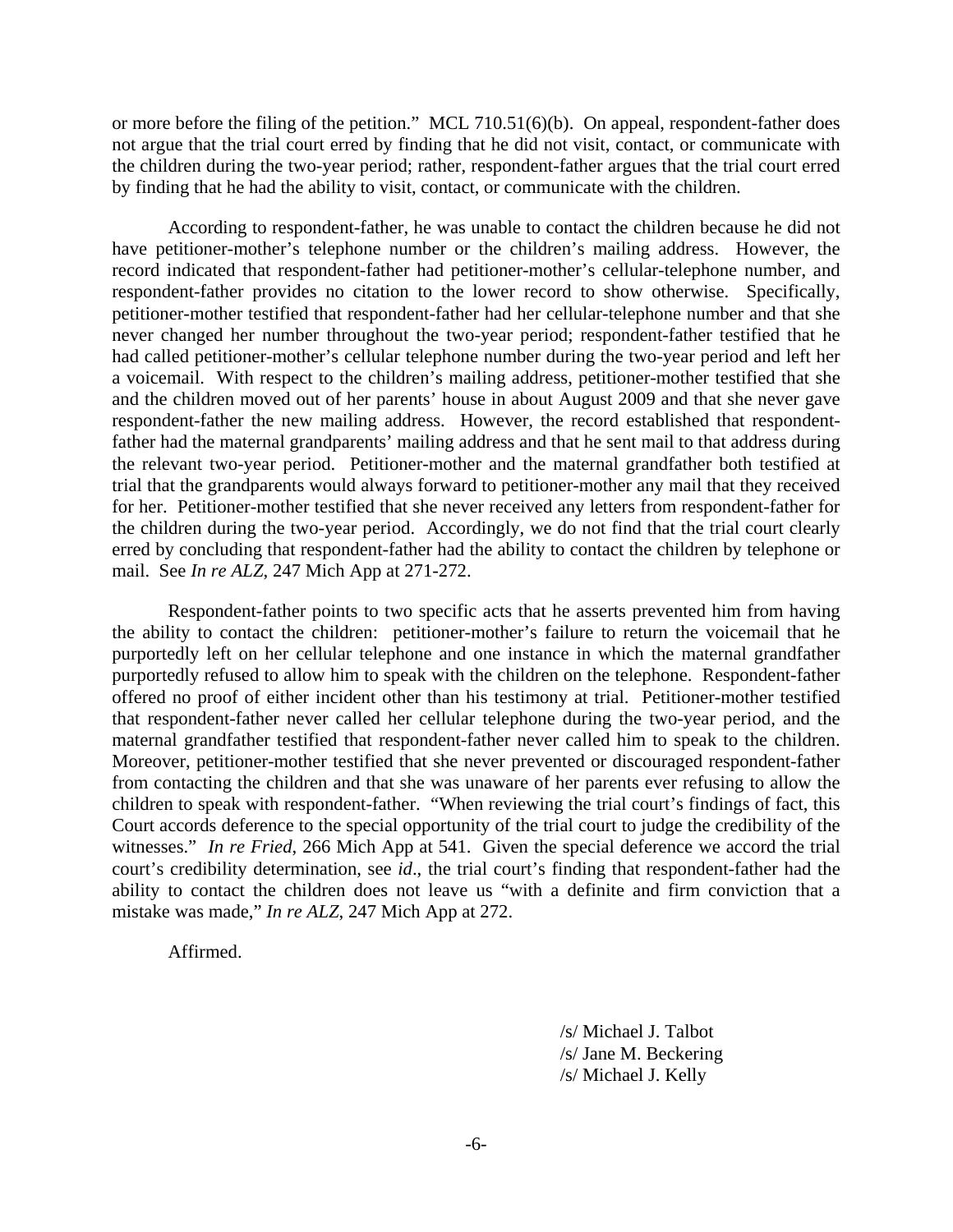or more before the filing of the petition." MCL 710.51(6)(b). On appeal, respondent-father does not argue that the trial court erred by finding that he did not visit, contact, or communicate with the children during the two-year period; rather, respondent-father argues that the trial court erred by finding that he had the ability to visit, contact, or communicate with the children.

According to respondent-father, he was unable to contact the children because he did not have petitioner-mother's telephone number or the children's mailing address. However, the record indicated that respondent-father had petitioner-mother's cellular-telephone number, and respondent-father provides no citation to the lower record to show otherwise. Specifically, petitioner-mother testified that respondent-father had her cellular-telephone number and that she never changed her number throughout the two-year period; respondent-father testified that he had called petitioner-mother's cellular telephone number during the two-year period and left her a voicemail. With respect to the children's mailing address, petitioner-mother testified that she and the children moved out of her parents' house in about August 2009 and that she never gave respondent-father the new mailing address. However, the record established that respondent-father had the maternal grandparents' mailing address and that he sent mail to that address during the relevant two-year period. Petitioner-mother and the maternal grandfather both testified at trial that the grandparents would always forward to petitioner-mother any mail that they received for her. Petitioner-mother testified that she never received any letters from respondent-father for the children during the two-year period. Accordingly, we do not find that the trial court clearly erred by concluding that respondent-father had the ability to contact the children by telephone or mail. See *In re ALZ*, 247 Mich App at 271-272.

Respondent-father points to two specific acts that he asserts prevented him from having the ability to contact the children: petitioner-mother's failure to return the voicemail that he purportedly left on her cellular telephone and one instance in which the maternal grandfather purportedly refused to allow him to speak with the children on the telephone. Respondent-father offered no proof of either incident other than his testimony at trial. Petitioner-mother testified that respondent-father never called her cellular telephone during the two-year period, and the maternal grandfather testified that respondent-father never called him to speak to the children. Moreover, petitioner-mother testified that she never prevented or discouraged respondent-father from contacting the children and that she was unaware of her parents ever refusing to allow the children to speak with respondent-father. "When reviewing the trial court's findings of fact, this Court accords deference to the special opportunity of the trial court to judge the credibility of the witnesses." *In re Fried*, 266 Mich App at 541. Given the special deference we accord the trial court's credibility determination, see *id*., the trial court's finding that respondent-father had the ability to contact the children does not leave us "with a definite and firm conviction that a mistake was made," *In re ALZ*, 247 Mich App at 272.

Affirmed.

/s/ Michael J. Talbot
/s/ Jane M. Beckering
/s/ Michael J. Kelly